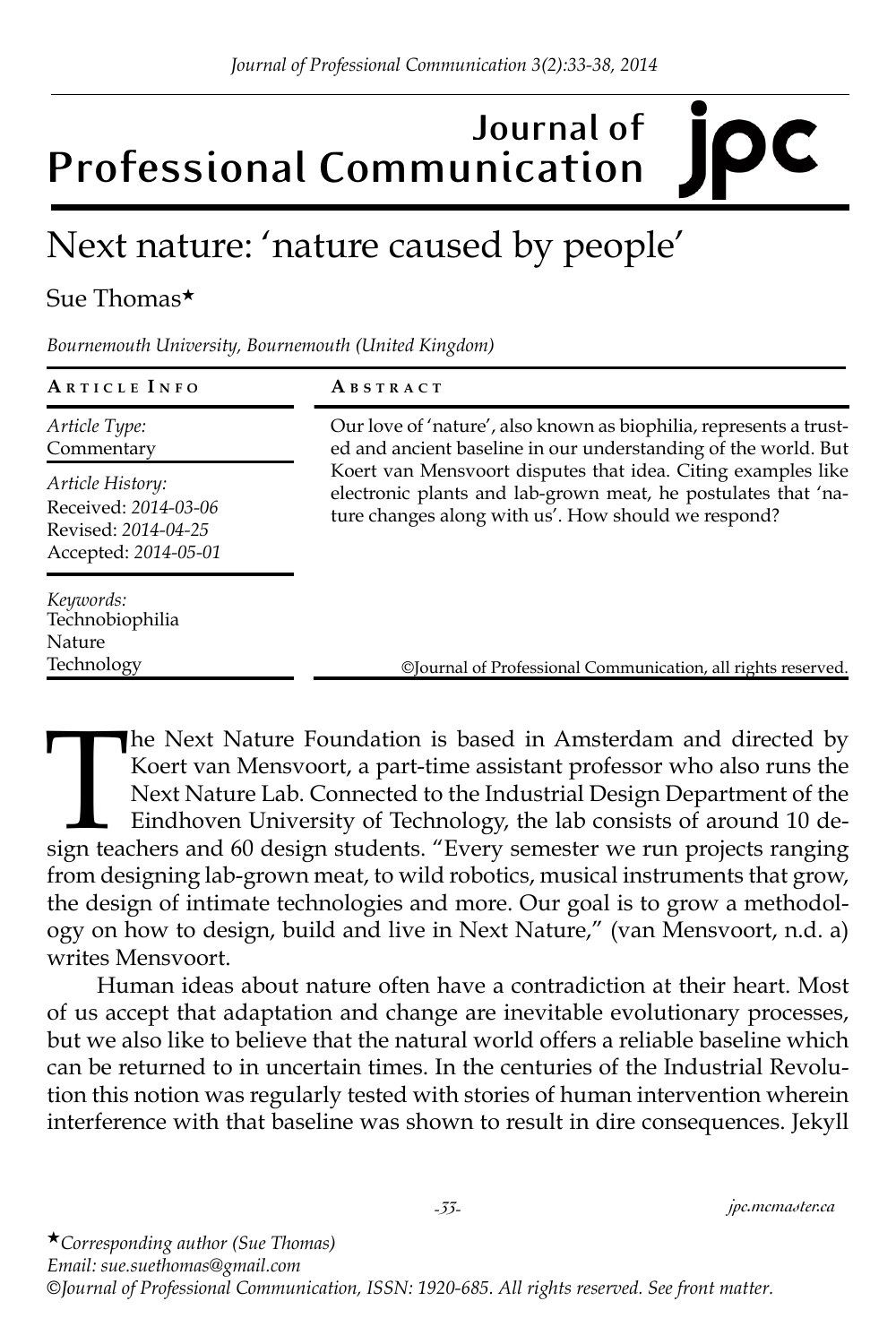# Next nature: 'nature caused by people'

Sue Thomas★

*Bournemouth University, Bournemouth (United Kingdom)*

| ARTICLE INFO | ABSTRACT |
|---|---|
| *Article Type:* Commentary | Our love of 'nature', also known as biophilia, represents a trusted and ancient baseline in our understanding of the world. But Koert van Mensvoort disputes that idea. Citing examples like electronic plants and lab-grown meat, he postulates that 'nature changes along with us'. How should we respond? |
| *Article History:* Received: *2014-03-06* Revised: *2014-04-25* Accepted: *2014-05-01* | |
| *Keywords:* Technobiophilia Nature Technology | ©Journal of Professional Communication, all rights reserved. |

The Next Nature Foundation is based in Amsterdam and directed by Koert van Mensvoort, a part-time assistant professor who also runs the Next Nature Lab. Connected to the Industrial Design Department of the Eindhoven University of Technology, the lab consists of around 10 design teachers and 60 design students. "Every semester we run projects ranging from designing lab-grown meat, to wild robotics, musical instruments that grow, the design of intimate technologies and more. Our goal is to grow a methodology on how to design, build and live in Next Nature," (van Mensvoort, n.d. a) writes Mensvoort.

Human ideas about nature often have a contradiction at their heart. Most of us accept that adaptation and change are inevitable evolutionary processes, but we also like to believe that the natural world offers a reliable baseline which can be returned to in uncertain times. In the centuries of the Industrial Revolution this notion was regularly tested with stories of human intervention wherein interference with that baseline was shown to result in dire consequences. Jekyll

★*Corresponding author (Sue Thomas)*
*Email: sue.suethomas@gmail.com*
*©Journal of Professional Communication, ISSN: 1920-685. All rights reserved. See front matter.*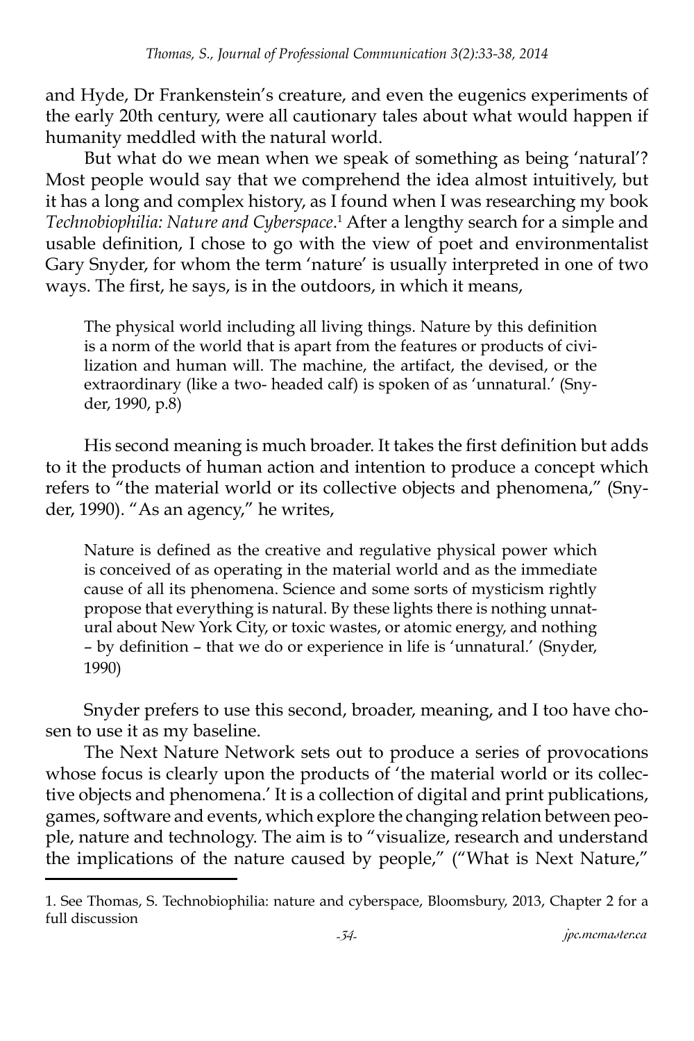and Hyde, Dr Frankenstein's creature, and even the eugenics experiments of the early 20th century, were all cautionary tales about what would happen if humanity meddled with the natural world.

But what do we mean when we speak of something as being 'natural'? Most people would say that we comprehend the idea almost intuitively, but it has a long and complex history, as I found when I was researching my book *Technobiophilia: Nature and Cyberspace*.[1] After a lengthy search for a simple and usable definition, I chose to go with the view of poet and environmentalist Gary Snyder, for whom the term 'nature' is usually interpreted in one of two ways. The first, he says, is in the outdoors, in which it means,

> The physical world including all living things. Nature by this definition is a norm of the world that is apart from the features or products of civilization and human will. The machine, the artifact, the devised, or the extraordinary (like a two- headed calf) is spoken of as 'unnatural.' (Snyder, 1990, p.8)

His second meaning is much broader. It takes the first definition but adds to it the products of human action and intention to produce a concept which refers to "the material world or its collective objects and phenomena," (Snyder, 1990). "As an agency," he writes,

> Nature is defined as the creative and regulative physical power which is conceived of as operating in the material world and as the immediate cause of all its phenomena. Science and some sorts of mysticism rightly propose that everything is natural. By these lights there is nothing unnatural about New York City, or toxic wastes, or atomic energy, and nothing – by definition – that we do or experience in life is 'unnatural.' (Snyder, 1990)

Snyder prefers to use this second, broader, meaning, and I too have chosen to use it as my baseline.

The Next Nature Network sets out to produce a series of provocations whose focus is clearly upon the products of 'the material world or its collective objects and phenomena.' It is a collection of digital and print publications, games, software and events, which explore the changing relation between people, nature and technology. The aim is to "visualize, research and understand the implications of the nature caused by people," ("What is Next Nature,"

---

1. See Thomas, S. Technobiophilia: nature and cyberspace, Bloomsbury, 2013, Chapter 2 for a full discussion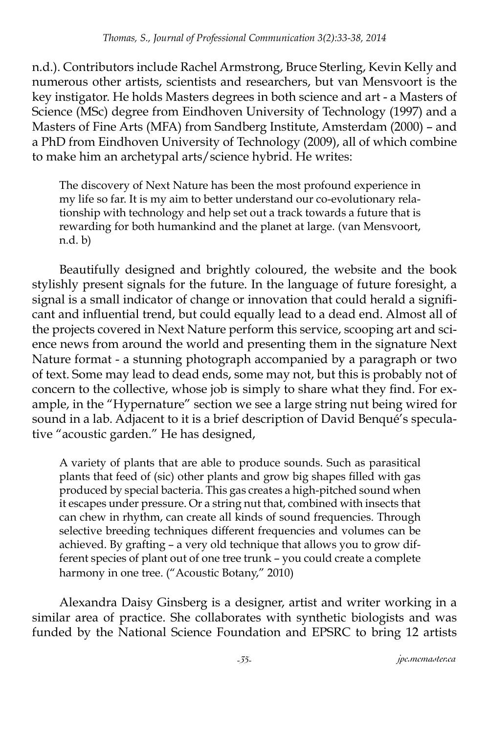n.d.). Contributors include Rachel Armstrong, Bruce Sterling, Kevin Kelly and numerous other artists, scientists and researchers, but van Mensvoort is the key instigator. He holds Masters degrees in both science and art - a Masters of Science (MSc) degree from Eindhoven University of Technology (1997) and a Masters of Fine Arts (MFA) from Sandberg Institute, Amsterdam (2000) – and a PhD from Eindhoven University of Technology (2009), all of which combine to make him an archetypal arts/science hybrid. He writes:

> The discovery of Next Nature has been the most profound experience in my life so far. It is my aim to better understand our co-evolutionary relationship with technology and help set out a track towards a future that is rewarding for both humankind and the planet at large. (van Mensvoort, n.d. b)

Beautifully designed and brightly coloured, the website and the book stylishly present signals for the future. In the language of future foresight, a signal is a small indicator of change or innovation that could herald a significant and influential trend, but could equally lead to a dead end. Almost all of the projects covered in Next Nature perform this service, scooping art and science news from around the world and presenting them in the signature Next Nature format - a stunning photograph accompanied by a paragraph or two of text. Some may lead to dead ends, some may not, but this is probably not of concern to the collective, whose job is simply to share what they find. For example, in the "Hypernature" section we see a large string nut being wired for sound in a lab. Adjacent to it is a brief description of David Benqué's speculative "acoustic garden." He has designed,

> A variety of plants that are able to produce sounds. Such as parasitical plants that feed of (sic) other plants and grow big shapes filled with gas produced by special bacteria. This gas creates a high-pitched sound when it escapes under pressure. Or a string nut that, combined with insects that can chew in rhythm, can create all kinds of sound frequencies. Through selective breeding techniques different frequencies and volumes can be achieved. By grafting – a very old technique that allows you to grow different species of plant out of one tree trunk – you could create a complete harmony in one tree. ("Acoustic Botany," 2010)

Alexandra Daisy Ginsberg is a designer, artist and writer working in a similar area of practice. She collaborates with synthetic biologists and was funded by the National Science Foundation and EPSRC to bring 12 artists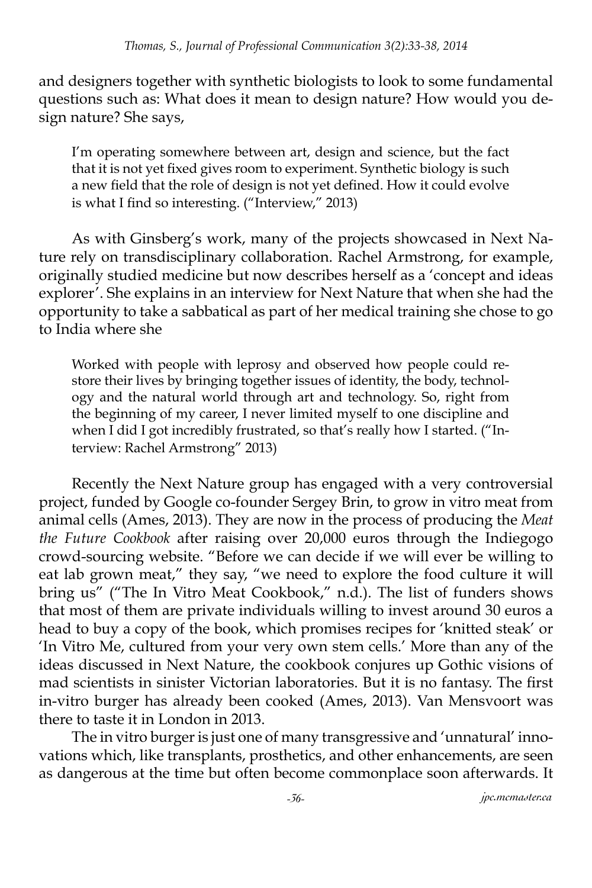and designers together with synthetic biologists to look to some fundamental questions such as: What does it mean to design nature? How would you design nature? She says,

> I'm operating somewhere between art, design and science, but the fact that it is not yet fixed gives room to experiment. Synthetic biology is such a new field that the role of design is not yet defined. How it could evolve is what I find so interesting. ("Interview," 2013)

As with Ginsberg's work, many of the projects showcased in Next Nature rely on transdisciplinary collaboration. Rachel Armstrong, for example, originally studied medicine but now describes herself as a 'concept and ideas explorer'. She explains in an interview for Next Nature that when she had the opportunity to take a sabbatical as part of her medical training she chose to go to India where she

> Worked with people with leprosy and observed how people could restore their lives by bringing together issues of identity, the body, technology and the natural world through art and technology. So, right from the beginning of my career, I never limited myself to one discipline and when I did I got incredibly frustrated, so that's really how I started. ("Interview: Rachel Armstrong" 2013)

Recently the Next Nature group has engaged with a very controversial project, funded by Google co-founder Sergey Brin, to grow in vitro meat from animal cells (Ames, 2013). They are now in the process of producing the *Meat the Future Cookbook* after raising over 20,000 euros through the Indiegogo crowd-sourcing website. "Before we can decide if we will ever be willing to eat lab grown meat," they say, "we need to explore the food culture it will bring us" ("The In Vitro Meat Cookbook," n.d.). The list of funders shows that most of them are private individuals willing to invest around 30 euros a head to buy a copy of the book, which promises recipes for 'knitted steak' or 'In Vitro Me, cultured from your very own stem cells.' More than any of the ideas discussed in Next Nature, the cookbook conjures up Gothic visions of mad scientists in sinister Victorian laboratories. But it is no fantasy. The first in-vitro burger has already been cooked (Ames, 2013). Van Mensvoort was there to taste it in London in 2013.

The in vitro burger is just one of many transgressive and 'unnatural' innovations which, like transplants, prosthetics, and other enhancements, are seen as dangerous at the time but often become commonplace soon afterwards. It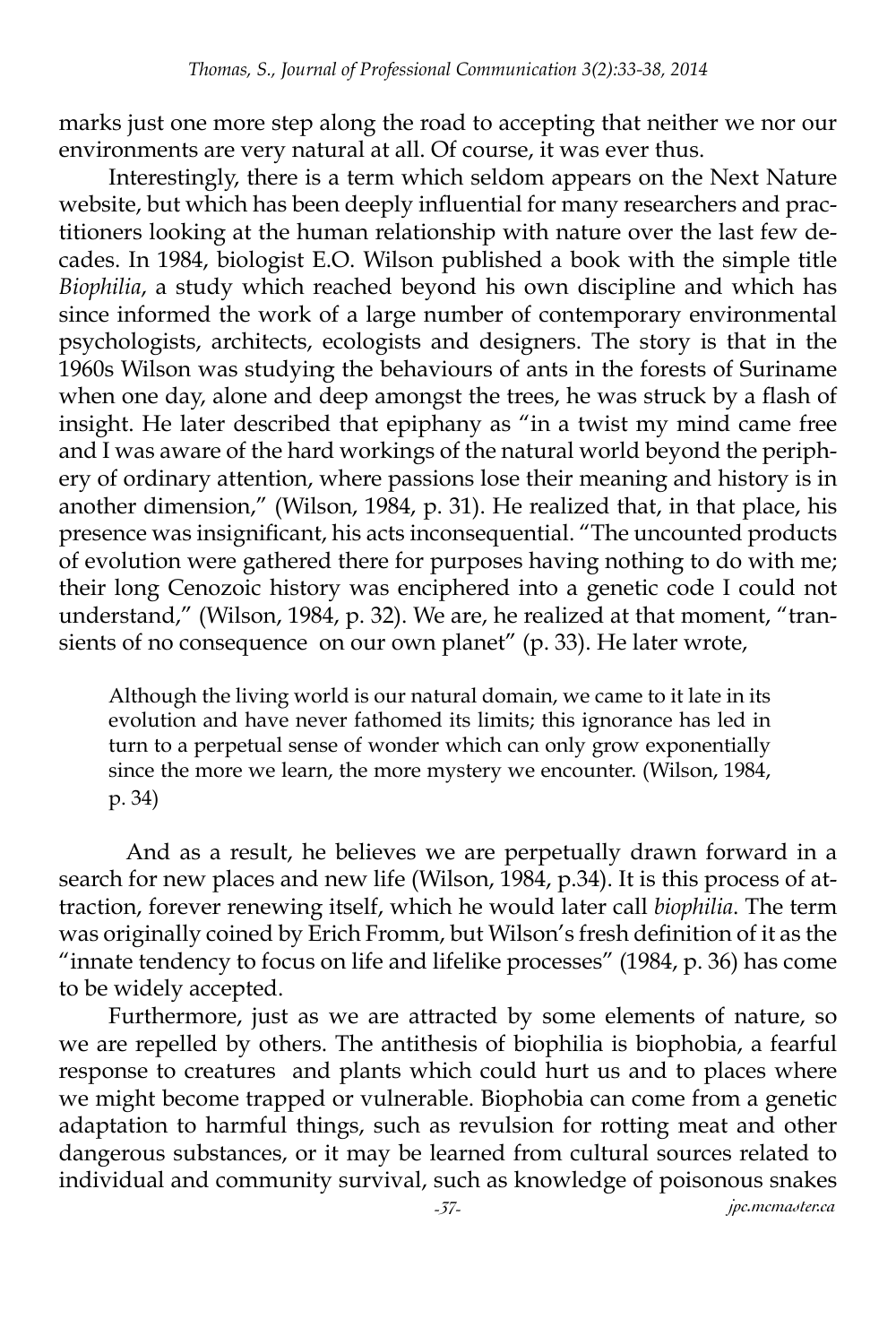marks just one more step along the road to accepting that neither we nor our environments are very natural at all. Of course, it was ever thus.

Interestingly, there is a term which seldom appears on the Next Nature website, but which has been deeply influential for many researchers and practitioners looking at the human relationship with nature over the last few decades. In 1984, biologist E.O. Wilson published a book with the simple title *Biophilia*, a study which reached beyond his own discipline and which has since informed the work of a large number of contemporary environmental psychologists, architects, ecologists and designers. The story is that in the 1960s Wilson was studying the behaviours of ants in the forests of Suriname when one day, alone and deep amongst the trees, he was struck by a flash of insight. He later described that epiphany as "in a twist my mind came free and I was aware of the hard workings of the natural world beyond the periphery of ordinary attention, where passions lose their meaning and history is in another dimension," (Wilson, 1984, p. 31). He realized that, in that place, his presence was insignificant, his acts inconsequential. "The uncounted products of evolution were gathered there for purposes having nothing to do with me; their long Cenozoic history was enciphered into a genetic code I could not understand," (Wilson, 1984, p. 32). We are, he realized at that moment, "transients of no consequence on our own planet" (p. 33). He later wrote,

> Although the living world is our natural domain, we came to it late in its evolution and have never fathomed its limits; this ignorance has led in turn to a perpetual sense of wonder which can only grow exponentially since the more we learn, the more mystery we encounter. (Wilson, 1984, p. 34)

And as a result, he believes we are perpetually drawn forward in a search for new places and new life (Wilson, 1984, p.34). It is this process of attraction, forever renewing itself, which he would later call *biophilia*. The term was originally coined by Erich Fromm, but Wilson's fresh definition of it as the "innate tendency to focus on life and lifelike processes" (1984, p. 36) has come to be widely accepted.

Furthermore, just as we are attracted by some elements of nature, so we are repelled by others. The antithesis of biophilia is biophobia, a fearful response to creatures and plants which could hurt us and to places where we might become trapped or vulnerable. Biophobia can come from a genetic adaptation to harmful things, such as revulsion for rotting meat and other dangerous substances, or it may be learned from cultural sources related to individual and community survival, such as knowledge of poisonous snakes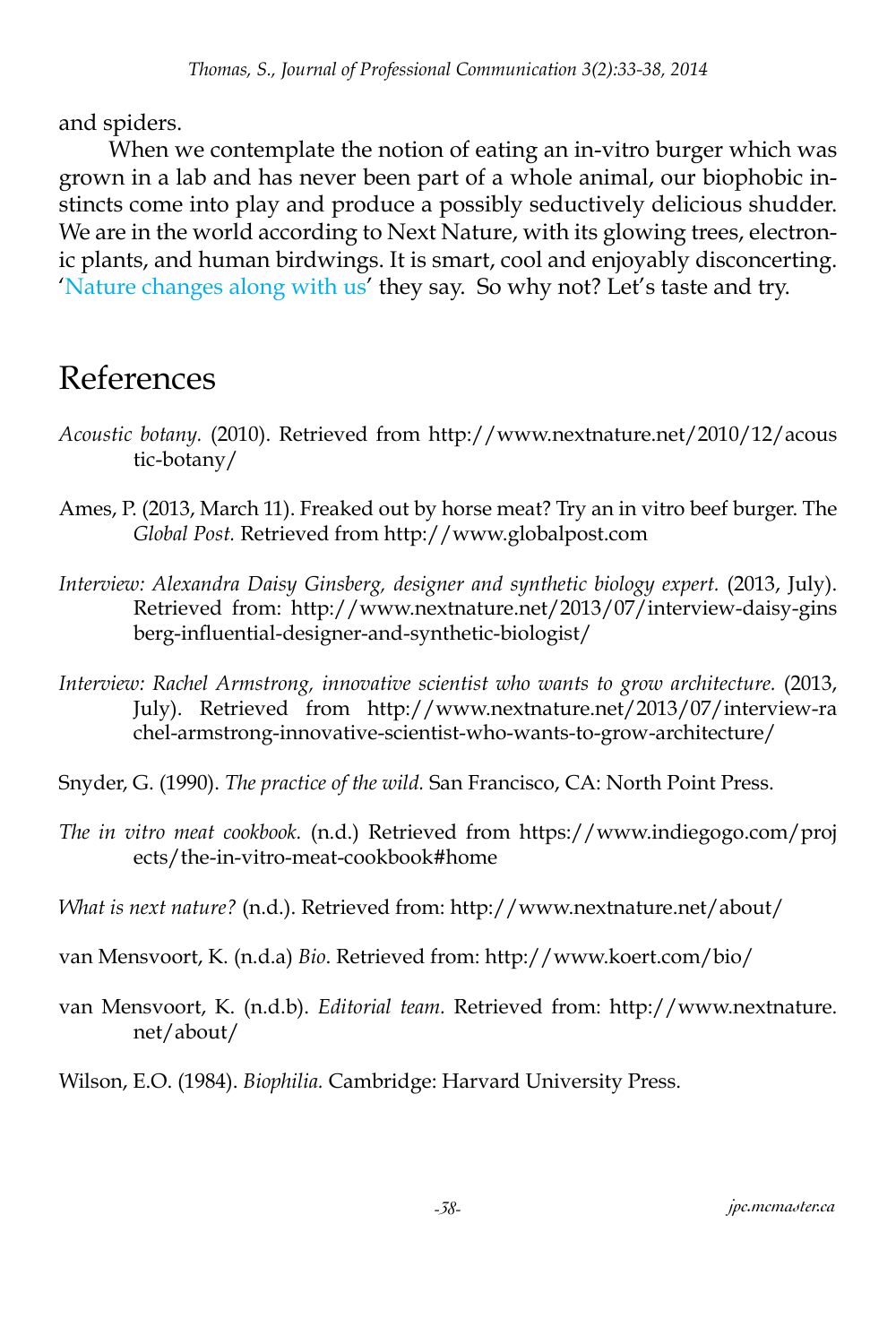and spiders.

When we contemplate the notion of eating an in-vitro burger which was grown in a lab and has never been part of a whole animal, our biophobic instincts come into play and produce a possibly seductively delicious shudder. We are in the world according to Next Nature, with its glowing trees, electronic plants, and human birdwings. It is smart, cool and enjoyably disconcerting. 'Nature changes along with us' they say. So why not? Let's taste and try.

## References

*Acoustic botany.* (2010). Retrieved from http://www.nextnature.net/2010/12/acoustic-botany/

Ames, P. (2013, March 11). Freaked out by horse meat? Try an in vitro beef burger. The *Global Post.* Retrieved from http://www.globalpost.com

*Interview: Alexandra Daisy Ginsberg, designer and synthetic biology expert.* (2013, July). Retrieved from: http://www.nextnature.net/2013/07/interview-daisy-ginsberg-influential-designer-and-synthetic-biologist/

*Interview: Rachel Armstrong, innovative scientist who wants to grow architecture.* (2013, July). Retrieved from http://www.nextnature.net/2013/07/interview-rachel-armstrong-innovative-scientist-who-wants-to-grow-architecture/

Snyder, G. (1990). *The practice of the wild.* San Francisco, CA: North Point Press.

*The in vitro meat cookbook.* (n.d.) Retrieved from https://www.indiegogo.com/projects/the-in-vitro-meat-cookbook#home

*What is next nature?* (n.d.). Retrieved from: http://www.nextnature.net/about/

van Mensvoort, K. (n.d.a) *Bio*. Retrieved from: http://www.koert.com/bio/

van Mensvoort, K. (n.d.b). *Editorial team.* Retrieved from: http://www.nextnature.net/about/

Wilson, E.O. (1984). *Biophilia.* Cambridge: Harvard University Press.